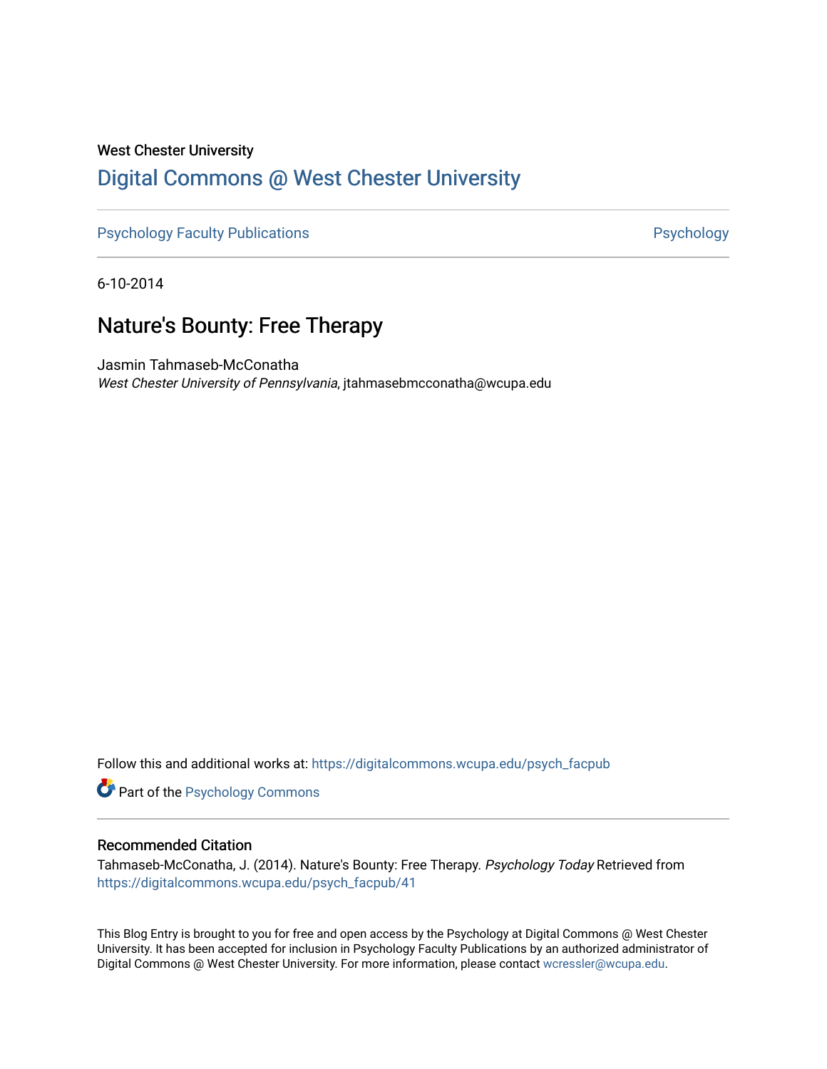West Chester University

# Digital Commons @ West Chester University

Psychology Faculty Publications | Psychology

6-10-2014

## Nature's Bounty: Free Therapy

Jasmin Tahmaseb-McConatha
*West Chester University of Pennsylvania*, jtahmasebmcconatha@wcupa.edu

Follow this and additional works at: https://digitalcommons.wcupa.edu/psych_facpub

Part of the Psychology Commons

### Recommended Citation

Tahmaseb-McConatha, J. (2014). Nature's Bounty: Free Therapy. *Psychology Today* Retrieved from https://digitalcommons.wcupa.edu/psych_facpub/41

This Blog Entry is brought to you for free and open access by the Psychology at Digital Commons @ West Chester University. It has been accepted for inclusion in Psychology Faculty Publications by an authorized administrator of Digital Commons @ West Chester University. For more information, please contact wcressler@wcupa.edu.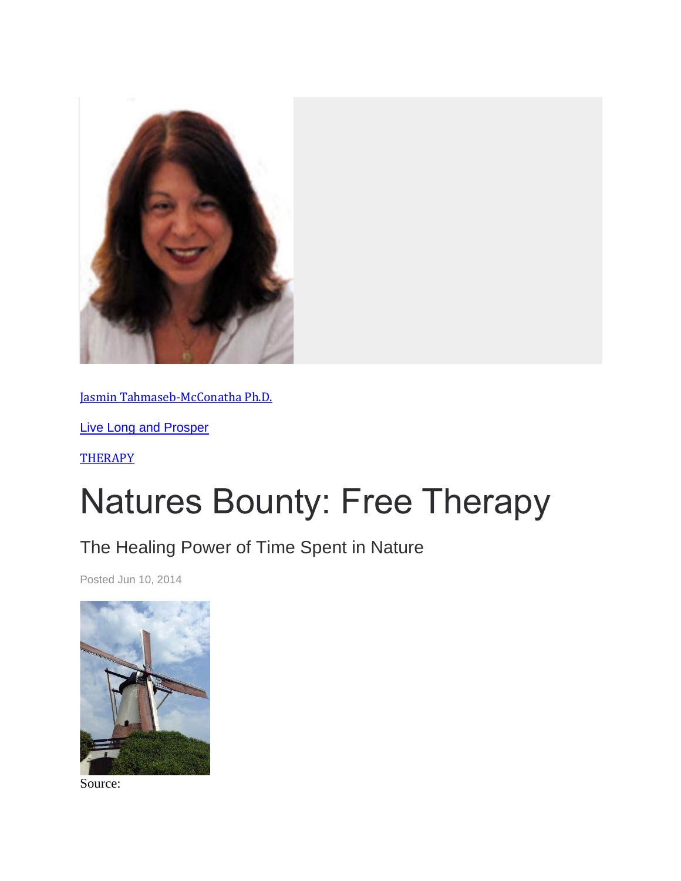Jasmin Tahmaseb-McConatha Ph.D.

Live Long and Prosper

THERAPY

# Natures Bounty: Free Therapy

## The Healing Power of Time Spent in Nature

Posted Jun 10, 2014

Source: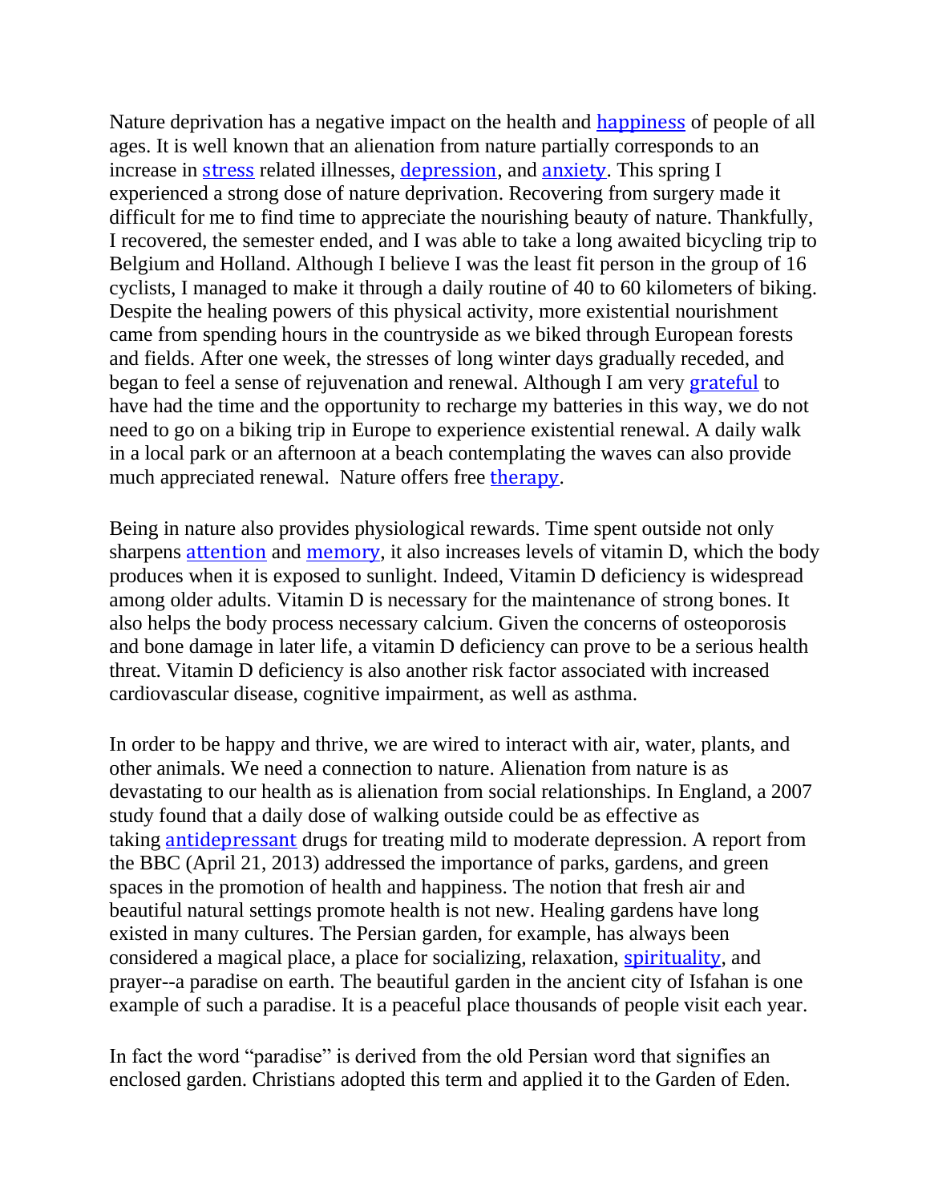Nature deprivation has a negative impact on the health and happiness of people of all ages. It is well known that an alienation from nature partially corresponds to an increase in stress related illnesses, depression, and anxiety. This spring I experienced a strong dose of nature deprivation. Recovering from surgery made it difficult for me to find time to appreciate the nourishing beauty of nature. Thankfully, I recovered, the semester ended, and I was able to take a long awaited bicycling trip to Belgium and Holland. Although I believe I was the least fit person in the group of 16 cyclists, I managed to make it through a daily routine of 40 to 60 kilometers of biking. Despite the healing powers of this physical activity, more existential nourishment came from spending hours in the countryside as we biked through European forests and fields. After one week, the stresses of long winter days gradually receded, and began to feel a sense of rejuvenation and renewal. Although I am very grateful to have had the time and the opportunity to recharge my batteries in this way, we do not need to go on a biking trip in Europe to experience existential renewal. A daily walk in a local park or an afternoon at a beach contemplating the waves can also provide much appreciated renewal. Nature offers free therapy.

Being in nature also provides physiological rewards. Time spent outside not only sharpens attention and memory, it also increases levels of vitamin D, which the body produces when it is exposed to sunlight. Indeed, Vitamin D deficiency is widespread among older adults. Vitamin D is necessary for the maintenance of strong bones. It also helps the body process necessary calcium. Given the concerns of osteoporosis and bone damage in later life, a vitamin D deficiency can prove to be a serious health threat. Vitamin D deficiency is also another risk factor associated with increased cardiovascular disease, cognitive impairment, as well as asthma.

In order to be happy and thrive, we are wired to interact with air, water, plants, and other animals. We need a connection to nature. Alienation from nature is as devastating to our health as is alienation from social relationships. In England, a 2007 study found that a daily dose of walking outside could be as effective as taking antidepressant drugs for treating mild to moderate depression. A report from the BBC (April 21, 2013) addressed the importance of parks, gardens, and green spaces in the promotion of health and happiness. The notion that fresh air and beautiful natural settings promote health is not new. Healing gardens have long existed in many cultures. The Persian garden, for example, has always been considered a magical place, a place for socializing, relaxation, spirituality, and prayer--a paradise on earth. The beautiful garden in the ancient city of Isfahan is one example of such a paradise. It is a peaceful place thousands of people visit each year.

In fact the word "paradise" is derived from the old Persian word that signifies an enclosed garden. Christians adopted this term and applied it to the Garden of Eden.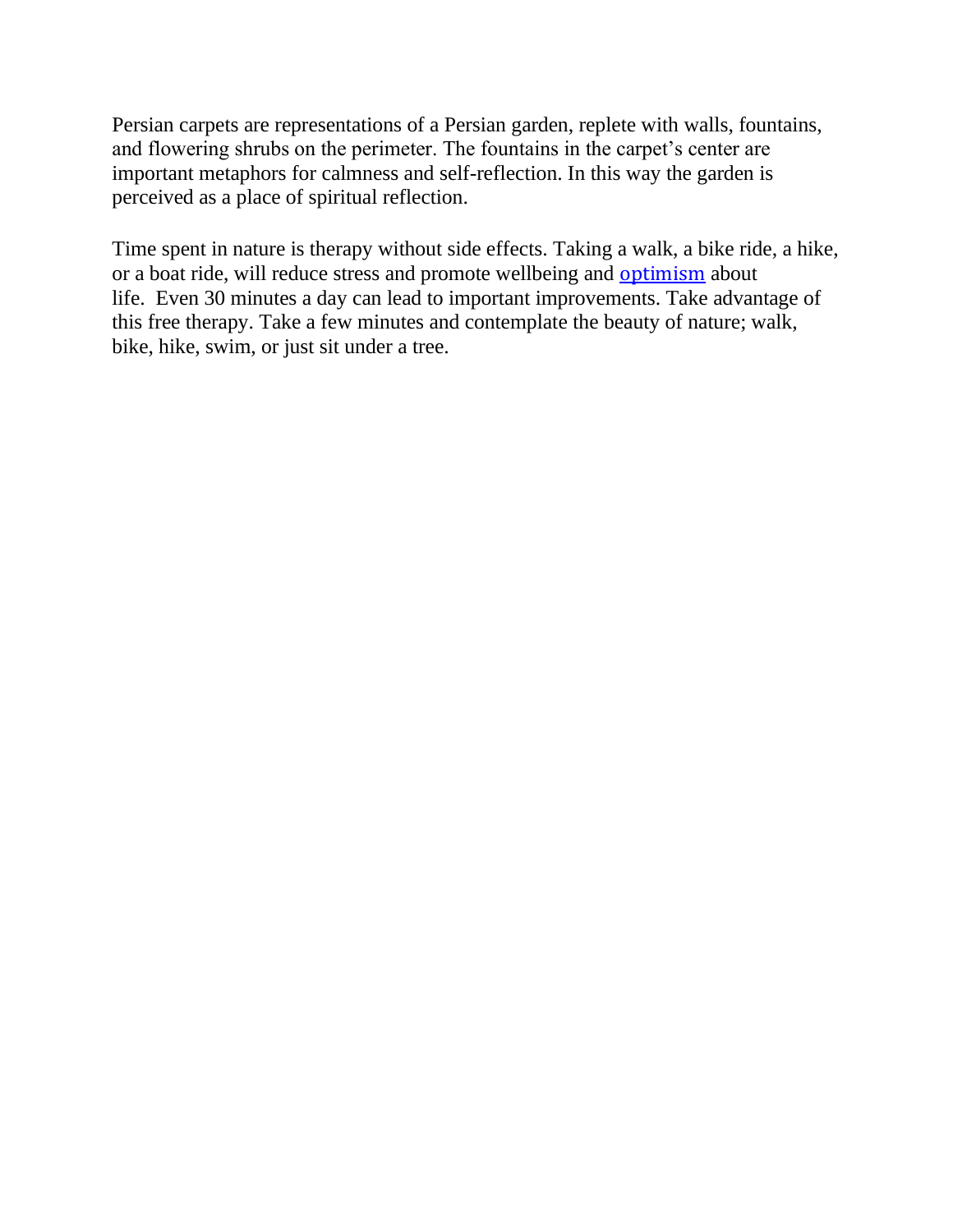Persian carpets are representations of a Persian garden, replete with walls, fountains, and flowering shrubs on the perimeter. The fountains in the carpet's center are important metaphors for calmness and self-reflection. In this way the garden is perceived as a place of spiritual reflection.

Time spent in nature is therapy without side effects. Taking a walk, a bike ride, a hike, or a boat ride, will reduce stress and promote wellbeing and optimism about life. Even 30 minutes a day can lead to important improvements. Take advantage of this free therapy. Take a few minutes and contemplate the beauty of nature; walk, bike, hike, swim, or just sit under a tree.